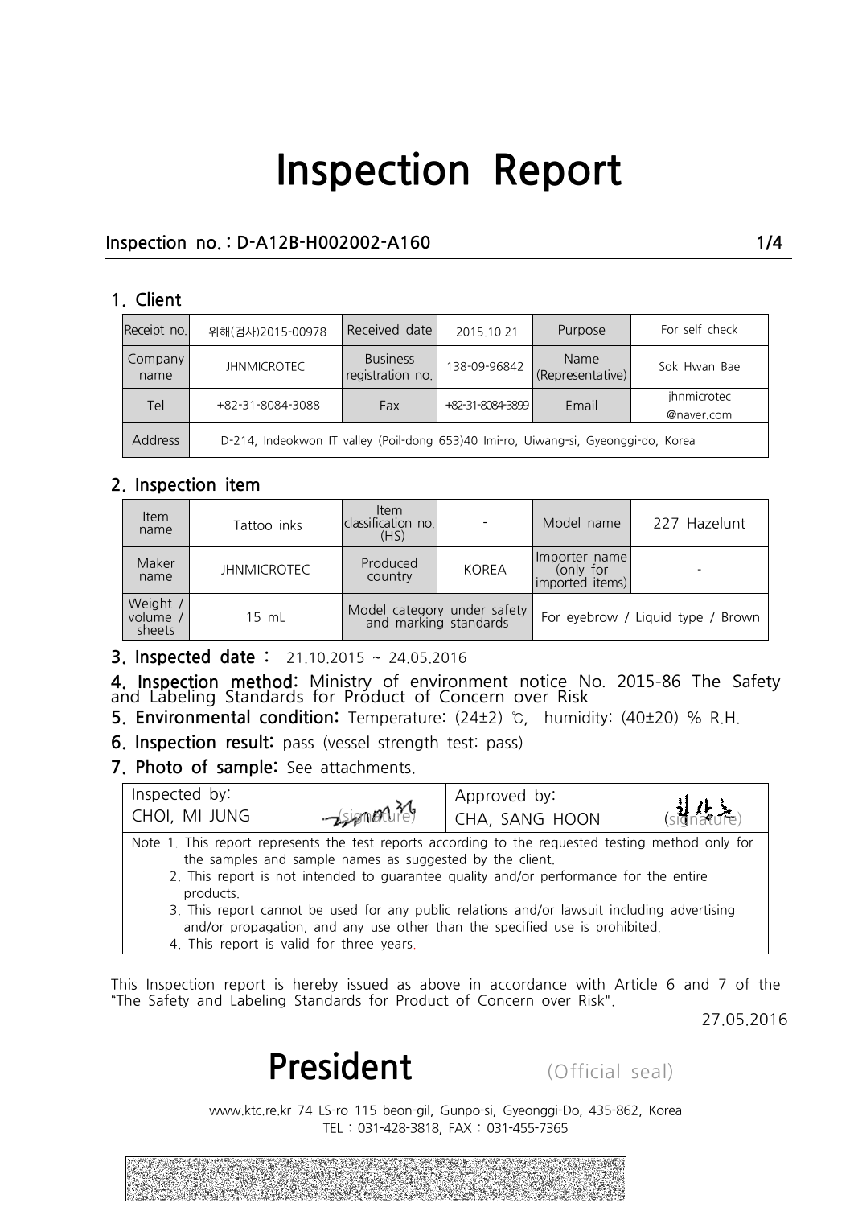# Inspection Report

**Inspection no.：D-A12B-H002002-A160**

## 1. Client

| Receipt no. | 위해(검사)2015-00978 | Received date | 2015.10.21 | Purpose | For self check |
|---|---|---|---|---|---|
| Company name | JHNMICROTEC | Business registration no. | 138-09-96842 | Name (Representative) | Sok Hwan Bae |
| Tel | +82-31-8084-3088 | Fax | +82-31-8084-3899 | Email | jhnmicrotec @naver.com |
| Address | D-214, Indeokwon IT valley (Poil-dong 653)40 Imi-ro, Uiwang-si, Gyeonggi-do, Korea | | | | |

## 2. Inspection item

| Item name | Tattoo inks | Item classification no. (HS) | - | Model name | 227 Hazelunt |
|---|---|---|---|---|---|
| Maker name | JHNMICROTEC | Produced country | KOREA | Importer name (only for imported items) | - |
| Weight / volume / sheets | 15 mL | Model category under safety and marking standards | | For eyebrow / Liquid type / Brown | |

**3. Inspected date :** 21.10.2015 ~ 24.05.2016

**4. Inspection method:** Ministry of environment notice No. 2015-86 The Safety and Labeling Standards for Product of Concern over Risk

**5. Environmental condition:** Temperature: (24±2) ℃, humidity: (40±20) % R.H.

**6. Inspection result:** pass (vessel strength test: pass)

**7. Photo of sample:** See attachments.

| Inspected by: CHOI, MI JUNG (signature) | Approved by: CHA, SANG HOON (signature) |
|---|---|

Note 1. This report represents the test reports according to the requested testing method only for the samples and sample names as suggested by the client.
2. This report is not intended to guarantee quality and/or performance for the entire products.
3. This report cannot be used for any public relations and/or lawsuit including advertising and/or propagation, and any use other than the specified use is prohibited.
4. This report is valid for three years.

This Inspection report is hereby issued as above in accordance with Article 6 and 7 of the "The Safety and Labeling Standards for Product of Concern over Risk".

27.05.2016

**President** (Official seal)

www.ktc.re.kr 74 LS-ro 115 beon-gil, Gunpo-si, Gyeonggi-Do, 435-862, Korea
TEL : 031-428-3818, FAX : 031-455-7365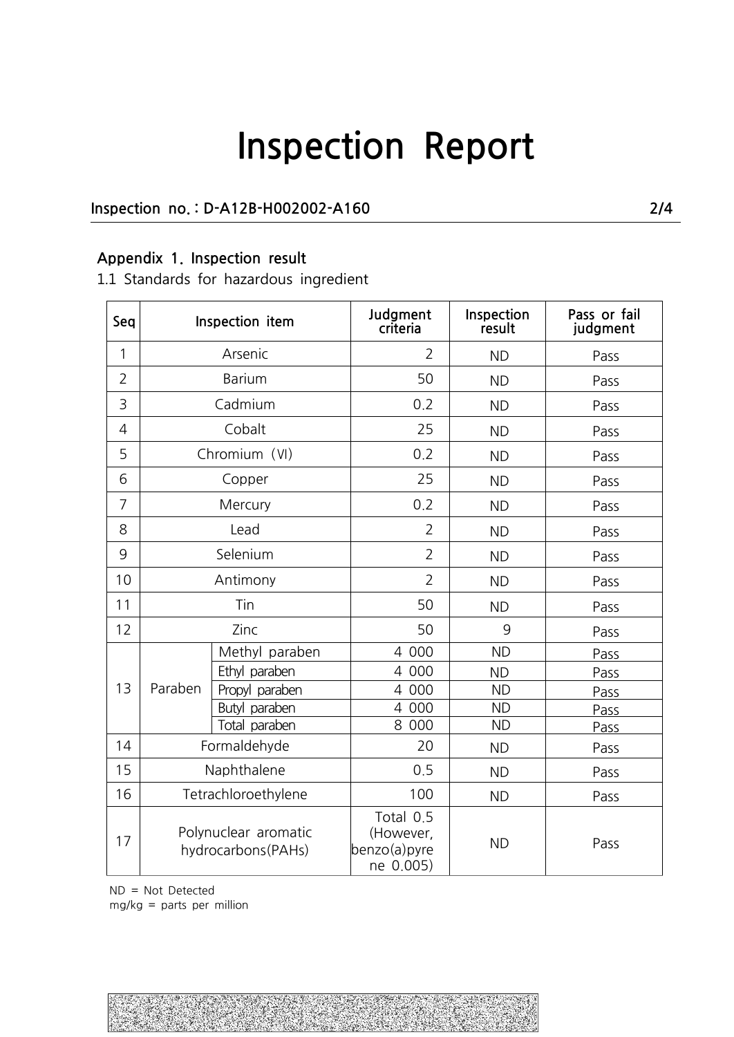# Inspection Report

**Inspection no. : D-A12B-H002002-A160**

**Appendix 1. Inspection result**

1.1 Standards for hazardous ingredient

| Seq | Inspection item | | Judgment criteria | Inspection result | Pass or fail judgment |
|---|---|---|---|---|---|
| 1 | Arsenic | | 2 | ND | Pass |
| 2 | Barium | | 50 | ND | Pass |
| 3 | Cadmium | | 0.2 | ND | Pass |
| 4 | Cobalt | | 25 | ND | Pass |
| 5 | Chromium (VI) | | 0.2 | ND | Pass |
| 6 | Copper | | 25 | ND | Pass |
| 7 | Mercury | | 0.2 | ND | Pass |
| 8 | Lead | | 2 | ND | Pass |
| 9 | Selenium | | 2 | ND | Pass |
| 10 | Antimony | | 2 | ND | Pass |
| 11 | Tin | | 50 | ND | Pass |
| 12 | Zinc | | 50 | 9 | Pass |
| 13 | Paraben | Methyl paraben | 4 000 | ND | Pass |
| | | Ethyl paraben | 4 000 | ND | Pass |
| | | Propyl paraben | 4 000 | ND | Pass |
| | | Butyl paraben | 4 000 | ND | Pass |
| | | Total paraben | 8 000 | ND | Pass |
| 14 | Formaldehyde | | 20 | ND | Pass |
| 15 | Naphthalene | | 0.5 | ND | Pass |
| 16 | Tetrachloroethylene | | 100 | ND | Pass |
| 17 | Polynuclear aromatic hydrocarbons(PAHs) | | Total 0.5 (However, benzo(a)pyrene 0.005) | ND | Pass |

ND = Not Detected

mg/kg = parts per million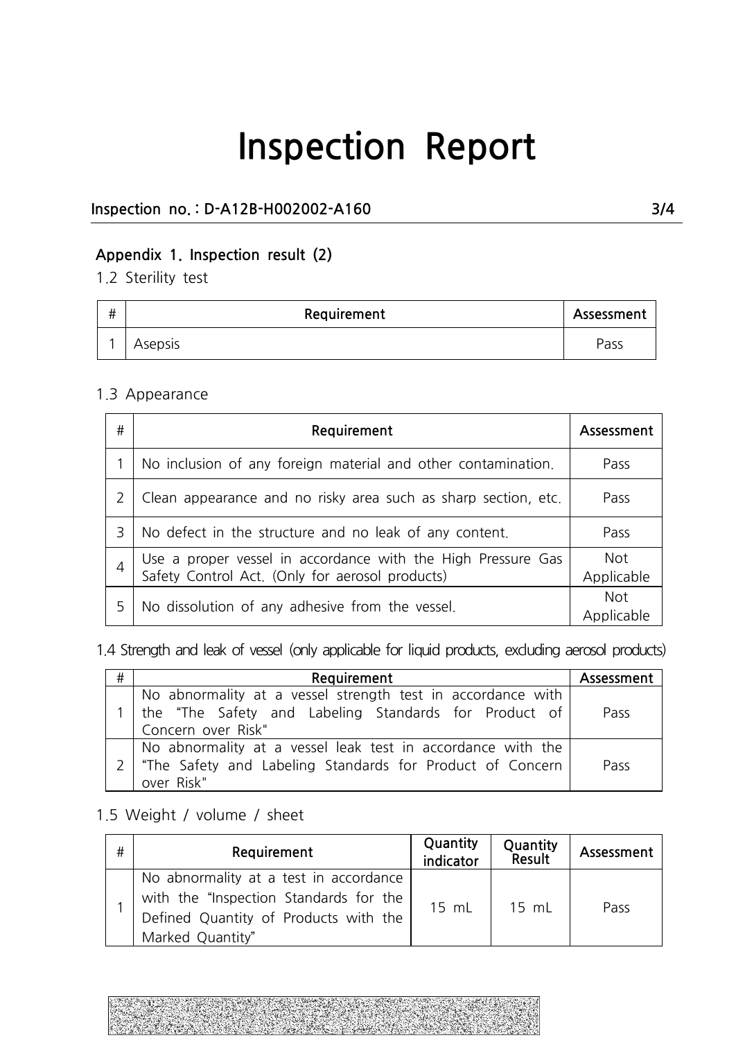# Inspection Report

**Inspection no. : D-A12B-H002002-A160**

### Appendix 1. Inspection result (2)

1.2 Sterility test

| # | Requirement | Assessment |
|---|---|---|
| 1 | Asepsis | Pass |

1.3 Appearance

| # | Requirement | Assessment |
|---|---|---|
| 1 | No inclusion of any foreign material and other contamination. | Pass |
| 2 | Clean appearance and no risky area such as sharp section, etc. | Pass |
| 3 | No defect in the structure and no leak of any content. | Pass |
| 4 | Use a proper vessel in accordance with the High Pressure Gas Safety Control Act. (Only for aerosol products) | Not Applicable |
| 5 | No dissolution of any adhesive from the vessel. | Not Applicable |

1.4 Strength and leak of vessel (only applicable for liquid products, excluding aerosol products)

| # | Requirement | Assessment |
|---|---|---|
| 1 | No abnormality at a vessel strength test in accordance with the "The Safety and Labeling Standards for Product of Concern over Risk" | Pass |
| 2 | No abnormality at a vessel leak test in accordance with the "The Safety and Labeling Standards for Product of Concern over Risk" | Pass |

1.5 Weight / volume / sheet

| # | Requirement | Quantity indicator | Quantity Result | Assessment |
|---|---|---|---|---|
| 1 | No abnormality at a test in accordance with the "Inspection Standards for the Defined Quantity of Products with the Marked Quantity" | 15 mL | 15 mL | Pass |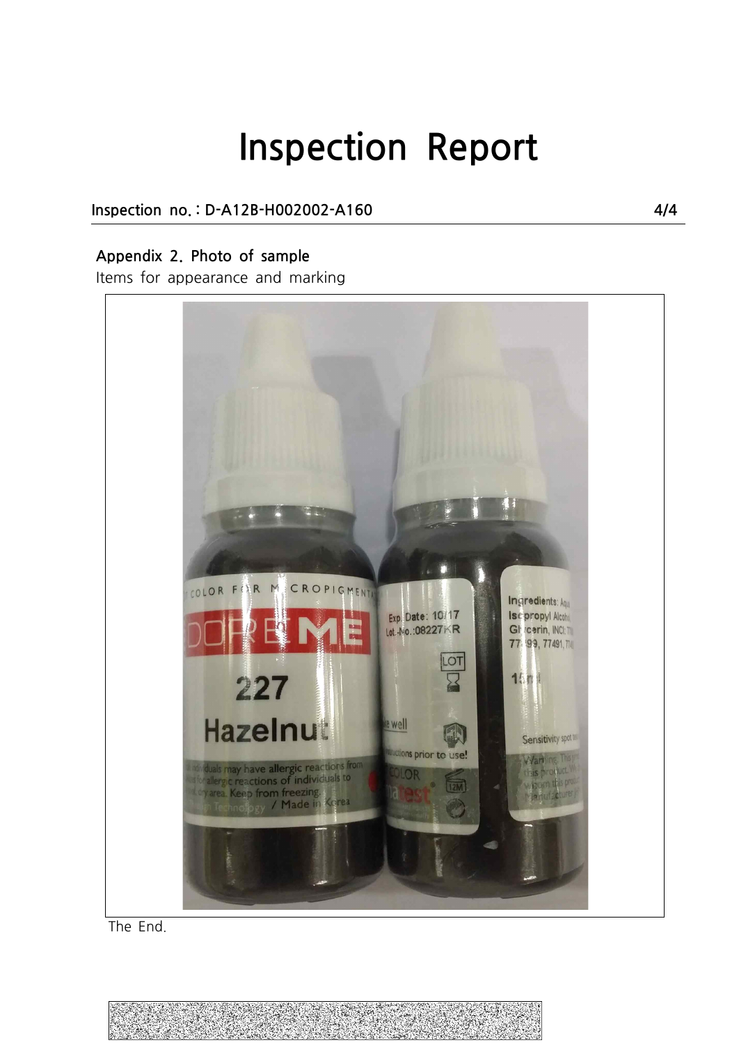# Inspection Report

**Inspection no. : D-A12B-H002002-A160**

**Appendix 2. Photo of sample**

Items for appearance and marking

The End.